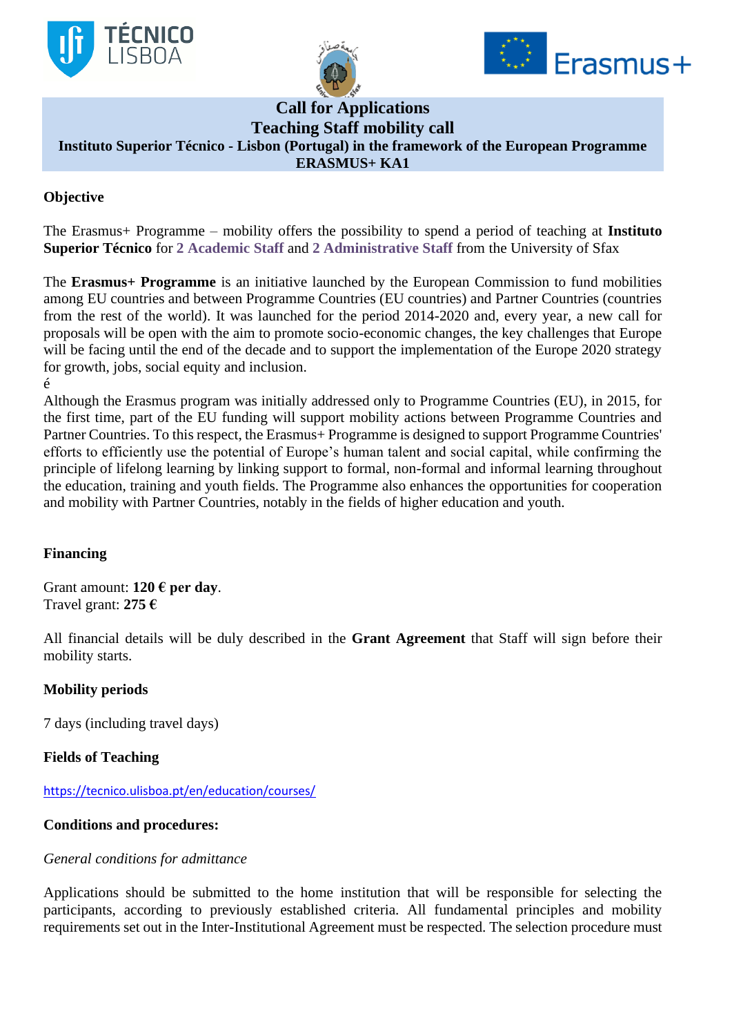# Call for Applications

## Teaching Staff mobility call

### Instituto Superior Técnico - Lisbon (Portugal) in the framework of the European Programme ERASMUS+ KA1

**Objective**

The Erasmus+ Programme – mobility offers the possibility to spend a period of teaching at **Instituto Superior Técnico** for **2 Academic Staff** and **2 Administrative Staff** from the University of Sfax

The **Erasmus+ Programme** is an initiative launched by the European Commission to fund mobilities among EU countries and between Programme Countries (EU countries) and Partner Countries (countries from the rest of the world). It was launched for the period 2014-2020 and, every year, a new call for proposals will be open with the aim to promote socio-economic changes, the key challenges that Europe will be facing until the end of the decade and to support the implementation of the Europe 2020 strategy for growth, jobs, social equity and inclusion.
é
Although the Erasmus program was initially addressed only to Programme Countries (EU), in 2015, for the first time, part of the EU funding will support mobility actions between Programme Countries and Partner Countries. To this respect, the Erasmus+ Programme is designed to support Programme Countries' efforts to efficiently use the potential of Europe's human talent and social capital, while confirming the principle of lifelong learning by linking support to formal, non-formal and informal learning throughout the education, training and youth fields. The Programme also enhances the opportunities for cooperation and mobility with Partner Countries, notably in the fields of higher education and youth.

**Financing**

Grant amount: **120 € per day**.
Travel grant: **275 €**

All financial details will be duly described in the **Grant Agreement** that Staff will sign before their mobility starts.

**Mobility periods**

7 days (including travel days)

**Fields of Teaching**

https://tecnico.ulisboa.pt/en/education/courses/

**Conditions and procedures:**

*General conditions for admittance*

Applications should be submitted to the home institution that will be responsible for selecting the participants, according to previously established criteria. All fundamental principles and mobility requirements set out in the Inter-Institutional Agreement must be respected. The selection procedure must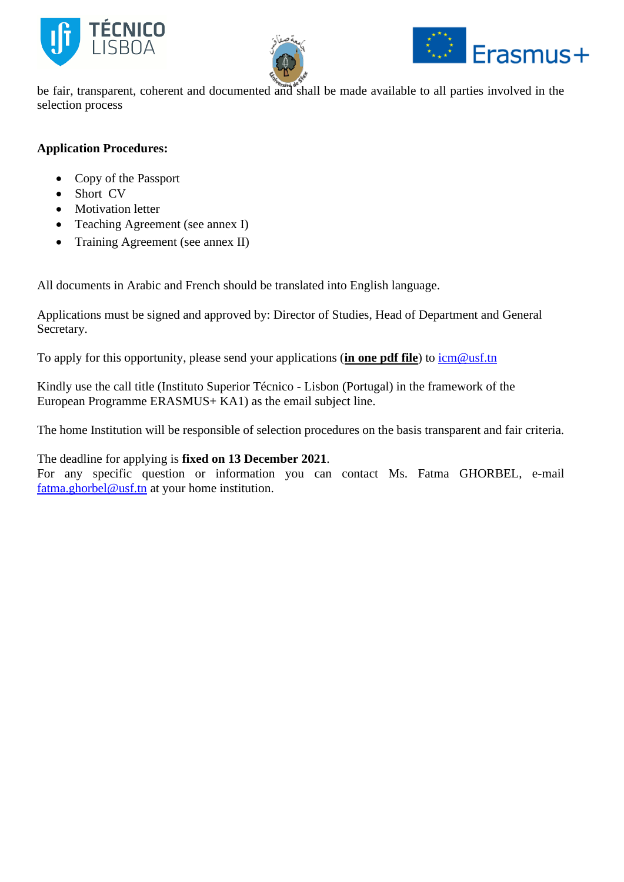be fair, transparent, coherent and documented and shall be made available to all parties involved in the selection process

**Application Procedures:**

- Copy of the Passport
- Short CV
- Motivation letter
- Teaching Agreement (see annex I)
- Training Agreement (see annex II)

All documents in Arabic and French should be translated into English language.

Applications must be signed and approved by: Director of Studies, Head of Department and General Secretary.

To apply for this opportunity, please send your applications (**in one pdf file**) to icm@usf.tn

Kindly use the call title (Instituto Superior Técnico - Lisbon (Portugal) in the framework of the European Programme ERASMUS+ KA1) as the email subject line.

The home Institution will be responsible of selection procedures on the basis transparent and fair criteria.

The deadline for applying is **fixed on 13 December 2021**.
For any specific question or information you can contact Ms. Fatma GHORBEL, e-mail fatma.ghorbel@usf.tn at your home institution.